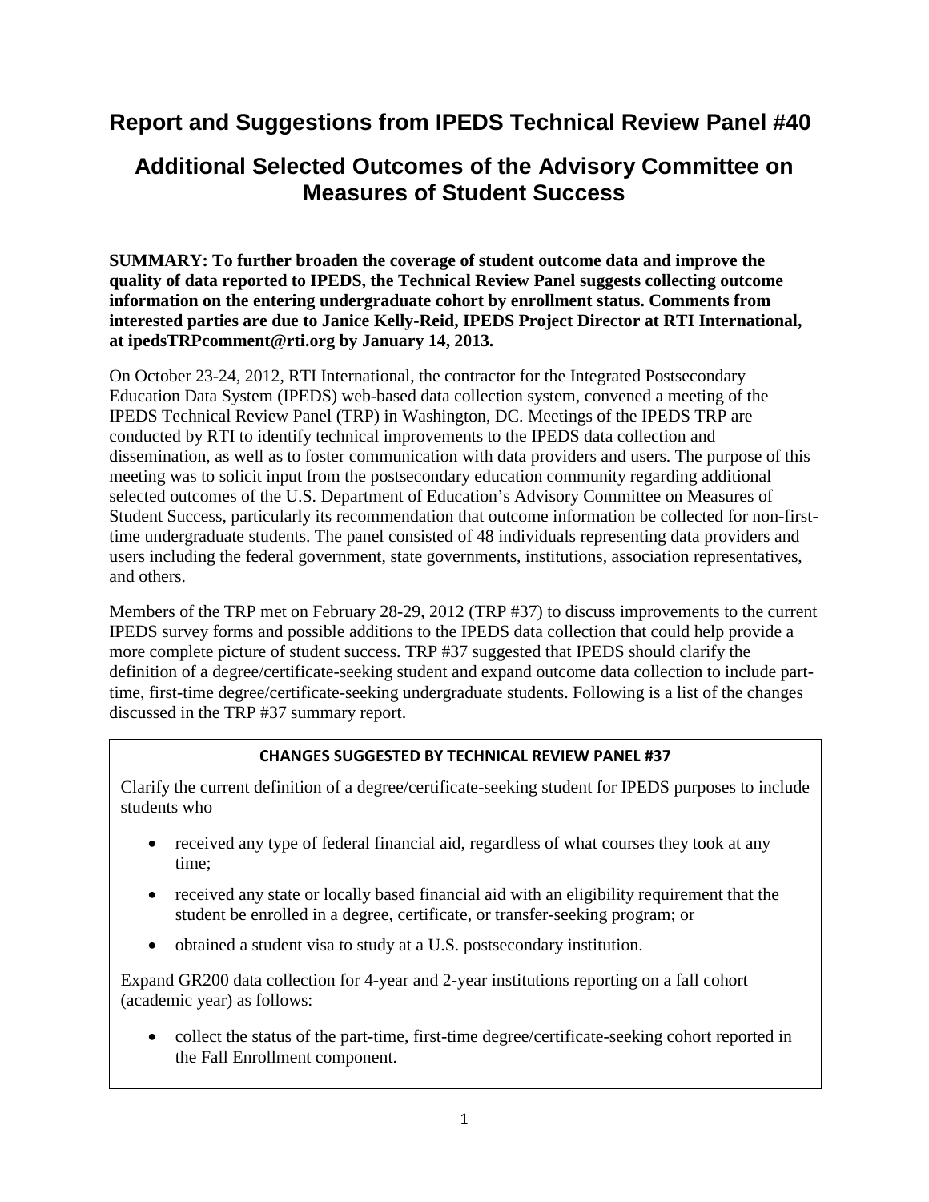# Report and Suggestions from IPEDS Technical Review Panel #40

## Additional Selected Outcomes of the Advisory Committee on Measures of Student Success

**SUMMARY: To further broaden the coverage of student outcome data and improve the quality of data reported to IPEDS, the Technical Review Panel suggests collecting outcome information on the entering undergraduate cohort by enrollment status. Comments from interested parties are due to Janice Kelly-Reid, IPEDS Project Director at RTI International, at ipedsTRPcomment@rti.org by January 14, 2013.**

On October 23-24, 2012, RTI International, the contractor for the Integrated Postsecondary Education Data System (IPEDS) web-based data collection system, convened a meeting of the IPEDS Technical Review Panel (TRP) in Washington, DC. Meetings of the IPEDS TRP are conducted by RTI to identify technical improvements to the IPEDS data collection and dissemination, as well as to foster communication with data providers and users. The purpose of this meeting was to solicit input from the postsecondary education community regarding additional selected outcomes of the U.S. Department of Education's Advisory Committee on Measures of Student Success, particularly its recommendation that outcome information be collected for non-first-time undergraduate students. The panel consisted of 48 individuals representing data providers and users including the federal government, state governments, institutions, association representatives, and others.

Members of the TRP met on February 28-29, 2012 (TRP #37) to discuss improvements to the current IPEDS survey forms and possible additions to the IPEDS data collection that could help provide a more complete picture of student success. TRP #37 suggested that IPEDS should clarify the definition of a degree/certificate-seeking student and expand outcome data collection to include part-time, first-time degree/certificate-seeking undergraduate students. Following is a list of the changes discussed in the TRP #37 summary report.

**CHANGES SUGGESTED BY TECHNICAL REVIEW PANEL #37**

Clarify the current definition of a degree/certificate-seeking student for IPEDS purposes to include students who

- received any type of federal financial aid, regardless of what courses they took at any time;
- received any state or locally based financial aid with an eligibility requirement that the student be enrolled in a degree, certificate, or transfer-seeking program; or
- obtained a student visa to study at a U.S. postsecondary institution.

Expand GR200 data collection for 4-year and 2-year institutions reporting on a fall cohort (academic year) as follows:

- collect the status of the part-time, first-time degree/certificate-seeking cohort reported in the Fall Enrollment component.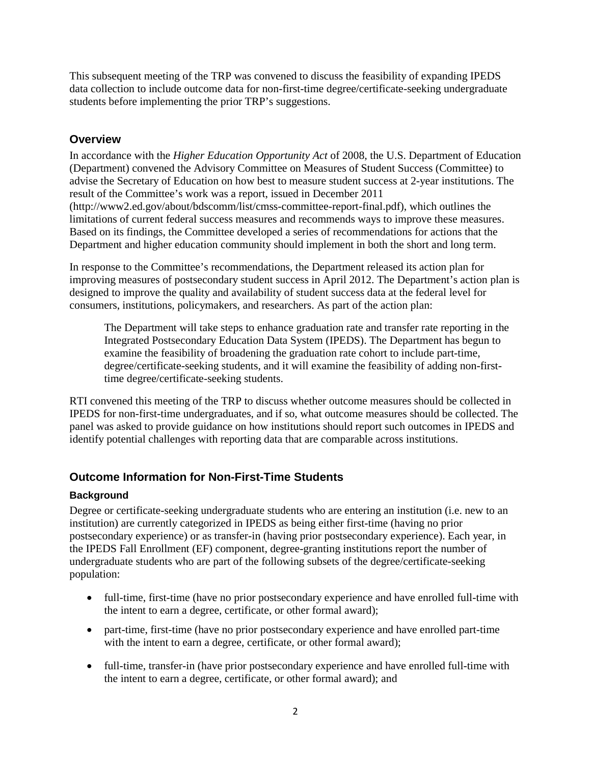This subsequent meeting of the TRP was convened to discuss the feasibility of expanding IPEDS data collection to include outcome data for non-first-time degree/certificate-seeking undergraduate students before implementing the prior TRP's suggestions.

## Overview

In accordance with the *Higher Education Opportunity Act* of 2008, the U.S. Department of Education (Department) convened the Advisory Committee on Measures of Student Success (Committee) to advise the Secretary of Education on how best to measure student success at 2-year institutions. The result of the Committee's work was a report, issued in December 2011 (http://www2.ed.gov/about/bdscomm/list/cmss-committee-report-final.pdf), which outlines the limitations of current federal success measures and recommends ways to improve these measures. Based on its findings, the Committee developed a series of recommendations for actions that the Department and higher education community should implement in both the short and long term.

In response to the Committee's recommendations, the Department released its action plan for improving measures of postsecondary student success in April 2012. The Department's action plan is designed to improve the quality and availability of student success data at the federal level for consumers, institutions, policymakers, and researchers. As part of the action plan:

> The Department will take steps to enhance graduation rate and transfer rate reporting in the Integrated Postsecondary Education Data System (IPEDS). The Department has begun to examine the feasibility of broadening the graduation rate cohort to include part-time, degree/certificate-seeking students, and it will examine the feasibility of adding non-first-time degree/certificate-seeking students.

RTI convened this meeting of the TRP to discuss whether outcome measures should be collected in IPEDS for non-first-time undergraduates, and if so, what outcome measures should be collected. The panel was asked to provide guidance on how institutions should report such outcomes in IPEDS and identify potential challenges with reporting data that are comparable across institutions.

## Outcome Information for Non-First-Time Students

### Background

Degree or certificate-seeking undergraduate students who are entering an institution (i.e. new to an institution) are currently categorized in IPEDS as being either first-time (having no prior postsecondary experience) or as transfer-in (having prior postsecondary experience). Each year, in the IPEDS Fall Enrollment (EF) component, degree-granting institutions report the number of undergraduate students who are part of the following subsets of the degree/certificate-seeking population:

- full-time, first-time (have no prior postsecondary experience and have enrolled full-time with the intent to earn a degree, certificate, or other formal award);
- part-time, first-time (have no prior postsecondary experience and have enrolled part-time with the intent to earn a degree, certificate, or other formal award);
- full-time, transfer-in (have prior postsecondary experience and have enrolled full-time with the intent to earn a degree, certificate, or other formal award); and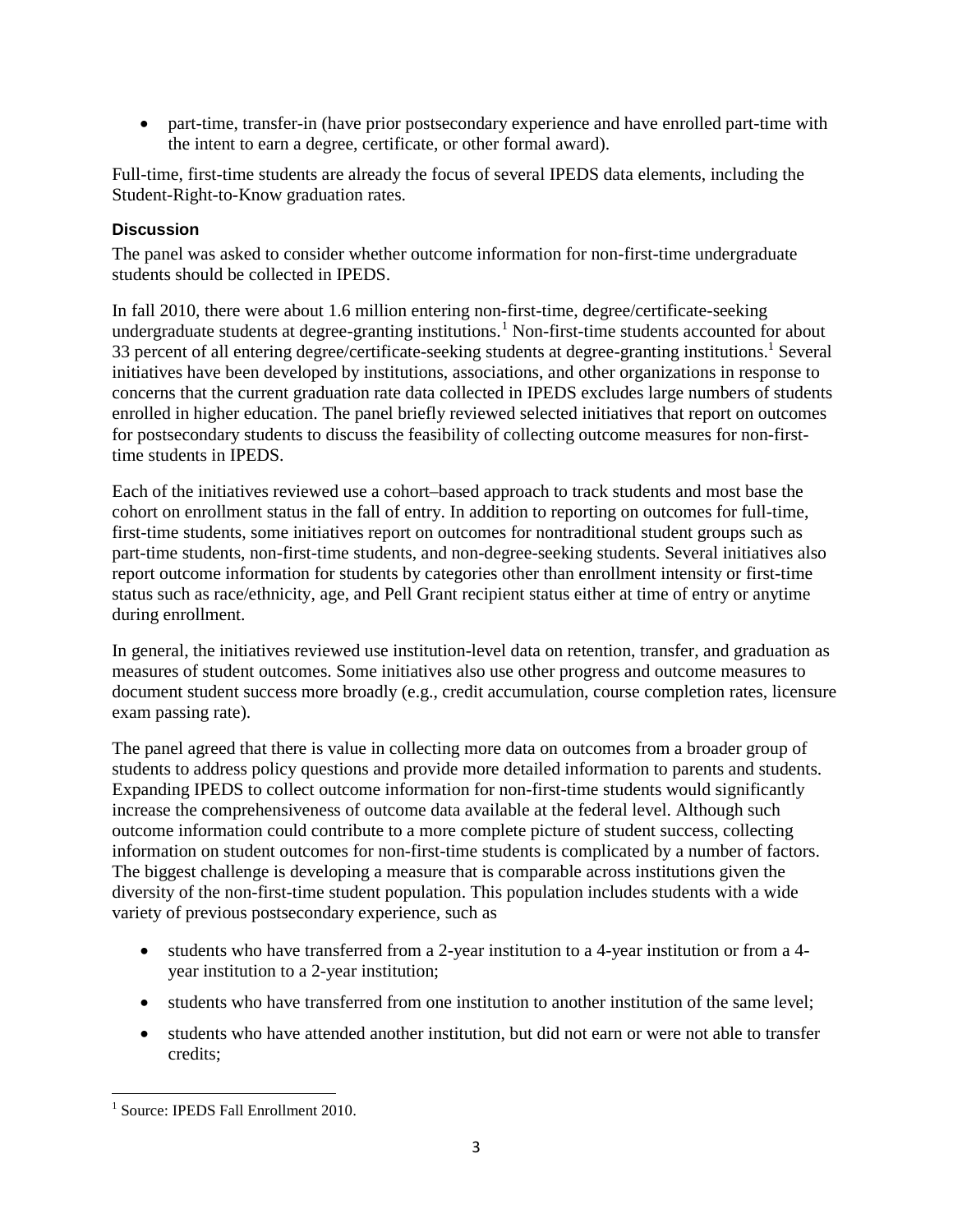- part-time, transfer-in (have prior postsecondary experience and have enrolled part-time with the intent to earn a degree, certificate, or other formal award).

Full-time, first-time students are already the focus of several IPEDS data elements, including the Student-Right-to-Know graduation rates.

### Discussion

The panel was asked to consider whether outcome information for non-first-time undergraduate students should be collected in IPEDS.

In fall 2010, there were about 1.6 million entering non-first-time, degree/certificate-seeking undergraduate students at degree-granting institutions.[1] Non-first-time students accounted for about 33 percent of all entering degree/certificate-seeking students at degree-granting institutions.[1] Several initiatives have been developed by institutions, associations, and other organizations in response to concerns that the current graduation rate data collected in IPEDS excludes large numbers of students enrolled in higher education. The panel briefly reviewed selected initiatives that report on outcomes for postsecondary students to discuss the feasibility of collecting outcome measures for non-first-time students in IPEDS.

Each of the initiatives reviewed use a cohort–based approach to track students and most base the cohort on enrollment status in the fall of entry. In addition to reporting on outcomes for full-time, first-time students, some initiatives report on outcomes for nontraditional student groups such as part-time students, non-first-time students, and non-degree-seeking students. Several initiatives also report outcome information for students by categories other than enrollment intensity or first-time status such as race/ethnicity, age, and Pell Grant recipient status either at time of entry or anytime during enrollment.

In general, the initiatives reviewed use institution-level data on retention, transfer, and graduation as measures of student outcomes. Some initiatives also use other progress and outcome measures to document student success more broadly (e.g., credit accumulation, course completion rates, licensure exam passing rate).

The panel agreed that there is value in collecting more data on outcomes from a broader group of students to address policy questions and provide more detailed information to parents and students. Expanding IPEDS to collect outcome information for non-first-time students would significantly increase the comprehensiveness of outcome data available at the federal level. Although such outcome information could contribute to a more complete picture of student success, collecting information on student outcomes for non-first-time students is complicated by a number of factors. The biggest challenge is developing a measure that is comparable across institutions given the diversity of the non-first-time student population. This population includes students with a wide variety of previous postsecondary experience, such as

- students who have transferred from a 2-year institution to a 4-year institution or from a 4-year institution to a 2-year institution;
- students who have transferred from one institution to another institution of the same level;
- students who have attended another institution, but did not earn or were not able to transfer credits;

[1] Source: IPEDS Fall Enrollment 2010.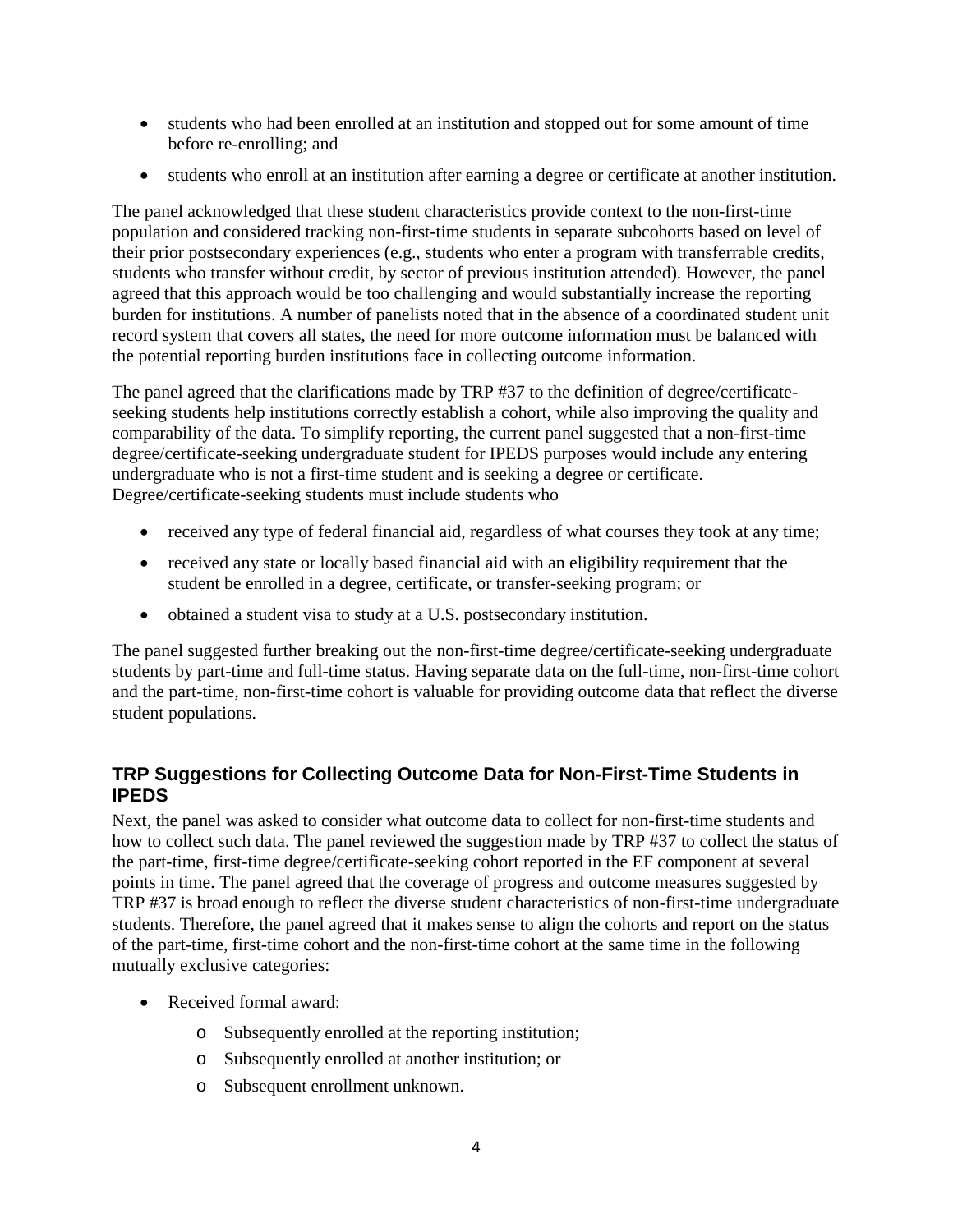- students who had been enrolled at an institution and stopped out for some amount of time before re-enrolling; and
- students who enroll at an institution after earning a degree or certificate at another institution.

The panel acknowledged that these student characteristics provide context to the non-first-time population and considered tracking non-first-time students in separate subcohorts based on level of their prior postsecondary experiences (e.g., students who enter a program with transferrable credits, students who transfer without credit, by sector of previous institution attended). However, the panel agreed that this approach would be too challenging and would substantially increase the reporting burden for institutions. A number of panelists noted that in the absence of a coordinated student unit record system that covers all states, the need for more outcome information must be balanced with the potential reporting burden institutions face in collecting outcome information.

The panel agreed that the clarifications made by TRP #37 to the definition of degree/certificate-seeking students help institutions correctly establish a cohort, while also improving the quality and comparability of the data. To simplify reporting, the current panel suggested that a non-first-time degree/certificate-seeking undergraduate student for IPEDS purposes would include any entering undergraduate who is not a first-time student and is seeking a degree or certificate. Degree/certificate-seeking students must include students who

- received any type of federal financial aid, regardless of what courses they took at any time;
- received any state or locally based financial aid with an eligibility requirement that the student be enrolled in a degree, certificate, or transfer-seeking program; or
- obtained a student visa to study at a U.S. postsecondary institution.

The panel suggested further breaking out the non-first-time degree/certificate-seeking undergraduate students by part-time and full-time status. Having separate data on the full-time, non-first-time cohort and the part-time, non-first-time cohort is valuable for providing outcome data that reflect the diverse student populations.

### TRP Suggestions for Collecting Outcome Data for Non-First-Time Students in IPEDS

Next, the panel was asked to consider what outcome data to collect for non-first-time students and how to collect such data. The panel reviewed the suggestion made by TRP #37 to collect the status of the part-time, first-time degree/certificate-seeking cohort reported in the EF component at several points in time. The panel agreed that the coverage of progress and outcome measures suggested by TRP #37 is broad enough to reflect the diverse student characteristics of non-first-time undergraduate students. Therefore, the panel agreed that it makes sense to align the cohorts and report on the status of the part-time, first-time cohort and the non-first-time cohort at the same time in the following mutually exclusive categories:

- Received formal award:
  - Subsequently enrolled at the reporting institution;
  - Subsequently enrolled at another institution; or
  - Subsequent enrollment unknown.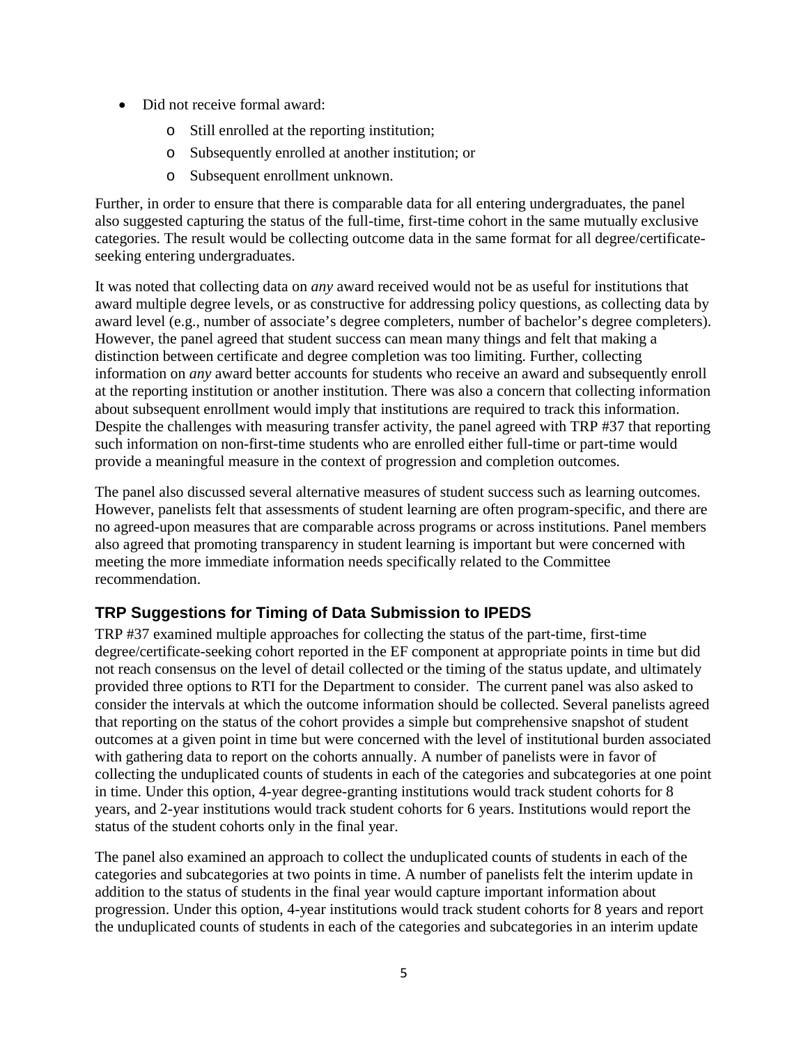- Did not receive formal award:
  - Still enrolled at the reporting institution;
  - Subsequently enrolled at another institution; or
  - Subsequent enrollment unknown.

Further, in order to ensure that there is comparable data for all entering undergraduates, the panel also suggested capturing the status of the full-time, first-time cohort in the same mutually exclusive categories. The result would be collecting outcome data in the same format for all degree/certificate-seeking entering undergraduates.

It was noted that collecting data on *any* award received would not be as useful for institutions that award multiple degree levels, or as constructive for addressing policy questions, as collecting data by award level (e.g., number of associate's degree completers, number of bachelor's degree completers). However, the panel agreed that student success can mean many things and felt that making a distinction between certificate and degree completion was too limiting. Further, collecting information on *any* award better accounts for students who receive an award and subsequently enroll at the reporting institution or another institution. There was also a concern that collecting information about subsequent enrollment would imply that institutions are required to track this information. Despite the challenges with measuring transfer activity, the panel agreed with TRP #37 that reporting such information on non-first-time students who are enrolled either full-time or part-time would provide a meaningful measure in the context of progression and completion outcomes.

The panel also discussed several alternative measures of student success such as learning outcomes. However, panelists felt that assessments of student learning are often program-specific, and there are no agreed-upon measures that are comparable across programs or across institutions. Panel members also agreed that promoting transparency in student learning is important but were concerned with meeting the more immediate information needs specifically related to the Committee recommendation.

## TRP Suggestions for Timing of Data Submission to IPEDS

TRP #37 examined multiple approaches for collecting the status of the part-time, first-time degree/certificate-seeking cohort reported in the EF component at appropriate points in time but did not reach consensus on the level of detail collected or the timing of the status update, and ultimately provided three options to RTI for the Department to consider. The current panel was also asked to consider the intervals at which the outcome information should be collected. Several panelists agreed that reporting on the status of the cohort provides a simple but comprehensive snapshot of student outcomes at a given point in time but were concerned with the level of institutional burden associated with gathering data to report on the cohorts annually. A number of panelists were in favor of collecting the unduplicated counts of students in each of the categories and subcategories at one point in time. Under this option, 4-year degree-granting institutions would track student cohorts for 8 years, and 2-year institutions would track student cohorts for 6 years. Institutions would report the status of the student cohorts only in the final year.

The panel also examined an approach to collect the unduplicated counts of students in each of the categories and subcategories at two points in time. A number of panelists felt the interim update in addition to the status of students in the final year would capture important information about progression. Under this option, 4-year institutions would track student cohorts for 8 years and report the unduplicated counts of students in each of the categories and subcategories in an interim update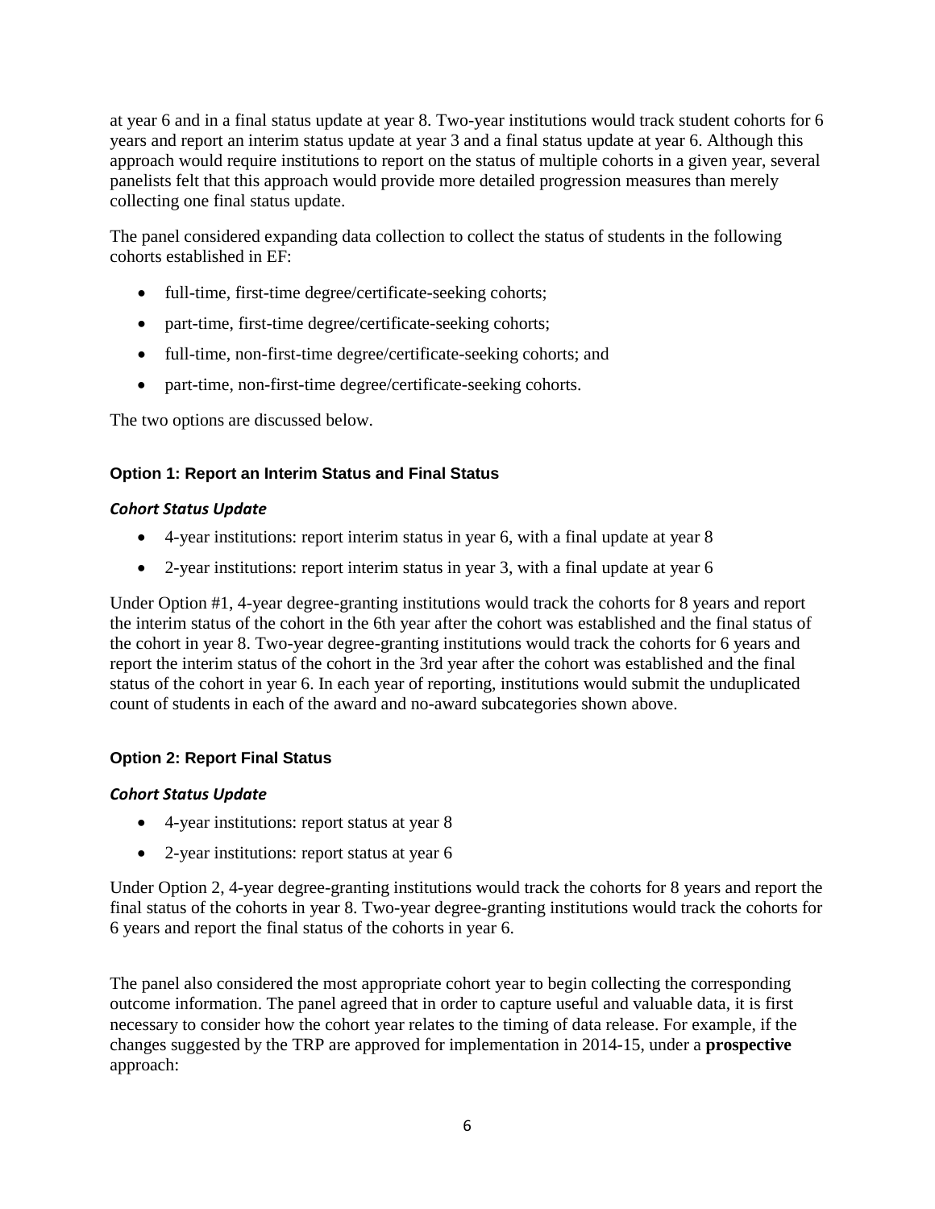at year 6 and in a final status update at year 8. Two-year institutions would track student cohorts for 6 years and report an interim status update at year 3 and a final status update at year 6. Although this approach would require institutions to report on the status of multiple cohorts in a given year, several panelists felt that this approach would provide more detailed progression measures than merely collecting one final status update.

The panel considered expanding data collection to collect the status of students in the following cohorts established in EF:

- full-time, first-time degree/certificate-seeking cohorts;
- part-time, first-time degree/certificate-seeking cohorts;
- full-time, non-first-time degree/certificate-seeking cohorts; and
- part-time, non-first-time degree/certificate-seeking cohorts.

The two options are discussed below.

#### Option 1: Report an Interim Status and Final Status

***Cohort Status Update***

- 4-year institutions: report interim status in year 6, with a final update at year 8
- 2-year institutions: report interim status in year 3, with a final update at year 6

Under Option #1, 4-year degree-granting institutions would track the cohorts for 8 years and report the interim status of the cohort in the 6th year after the cohort was established and the final status of the cohort in year 8. Two-year degree-granting institutions would track the cohorts for 6 years and report the interim status of the cohort in the 3rd year after the cohort was established and the final status of the cohort in year 6. In each year of reporting, institutions would submit the unduplicated count of students in each of the award and no-award subcategories shown above.

#### Option 2: Report Final Status

***Cohort Status Update***

- 4-year institutions: report status at year 8
- 2-year institutions: report status at year 6

Under Option 2, 4-year degree-granting institutions would track the cohorts for 8 years and report the final status of the cohorts in year 8. Two-year degree-granting institutions would track the cohorts for 6 years and report the final status of the cohorts in year 6.

The panel also considered the most appropriate cohort year to begin collecting the corresponding outcome information. The panel agreed that in order to capture useful and valuable data, it is first necessary to consider how the cohort year relates to the timing of data release. For example, if the changes suggested by the TRP are approved for implementation in 2014-15, under a **prospective** approach: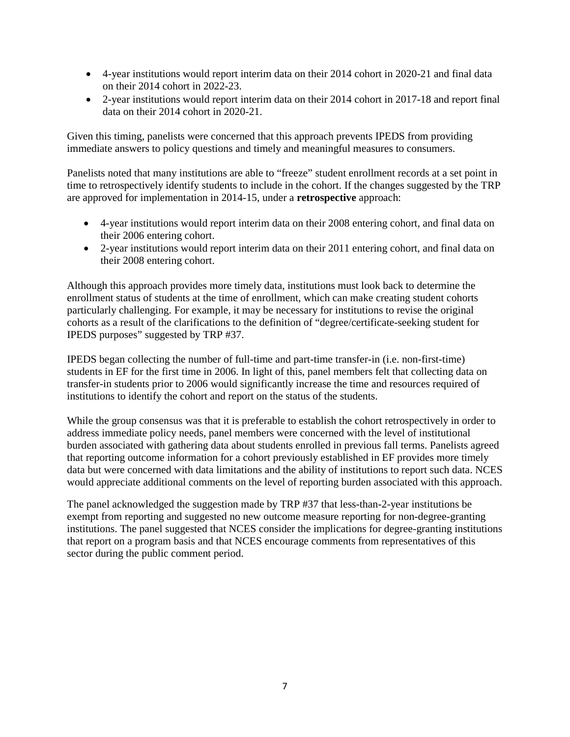- 4-year institutions would report interim data on their 2014 cohort in 2020-21 and final data on their 2014 cohort in 2022-23.
- 2-year institutions would report interim data on their 2014 cohort in 2017-18 and report final data on their 2014 cohort in 2020-21.

Given this timing, panelists were concerned that this approach prevents IPEDS from providing immediate answers to policy questions and timely and meaningful measures to consumers.

Panelists noted that many institutions are able to "freeze" student enrollment records at a set point in time to retrospectively identify students to include in the cohort. If the changes suggested by the TRP are approved for implementation in 2014-15, under a **retrospective** approach:

- 4-year institutions would report interim data on their 2008 entering cohort, and final data on their 2006 entering cohort.
- 2-year institutions would report interim data on their 2011 entering cohort, and final data on their 2008 entering cohort.

Although this approach provides more timely data, institutions must look back to determine the enrollment status of students at the time of enrollment, which can make creating student cohorts particularly challenging. For example, it may be necessary for institutions to revise the original cohorts as a result of the clarifications to the definition of "degree/certificate-seeking student for IPEDS purposes" suggested by TRP #37.

IPEDS began collecting the number of full-time and part-time transfer-in (i.e. non-first-time) students in EF for the first time in 2006. In light of this, panel members felt that collecting data on transfer-in students prior to 2006 would significantly increase the time and resources required of institutions to identify the cohort and report on the status of the students.

While the group consensus was that it is preferable to establish the cohort retrospectively in order to address immediate policy needs, panel members were concerned with the level of institutional burden associated with gathering data about students enrolled in previous fall terms. Panelists agreed that reporting outcome information for a cohort previously established in EF provides more timely data but were concerned with data limitations and the ability of institutions to report such data. NCES would appreciate additional comments on the level of reporting burden associated with this approach.

The panel acknowledged the suggestion made by TRP #37 that less-than-2-year institutions be exempt from reporting and suggested no new outcome measure reporting for non-degree-granting institutions. The panel suggested that NCES consider the implications for degree-granting institutions that report on a program basis and that NCES encourage comments from representatives of this sector during the public comment period.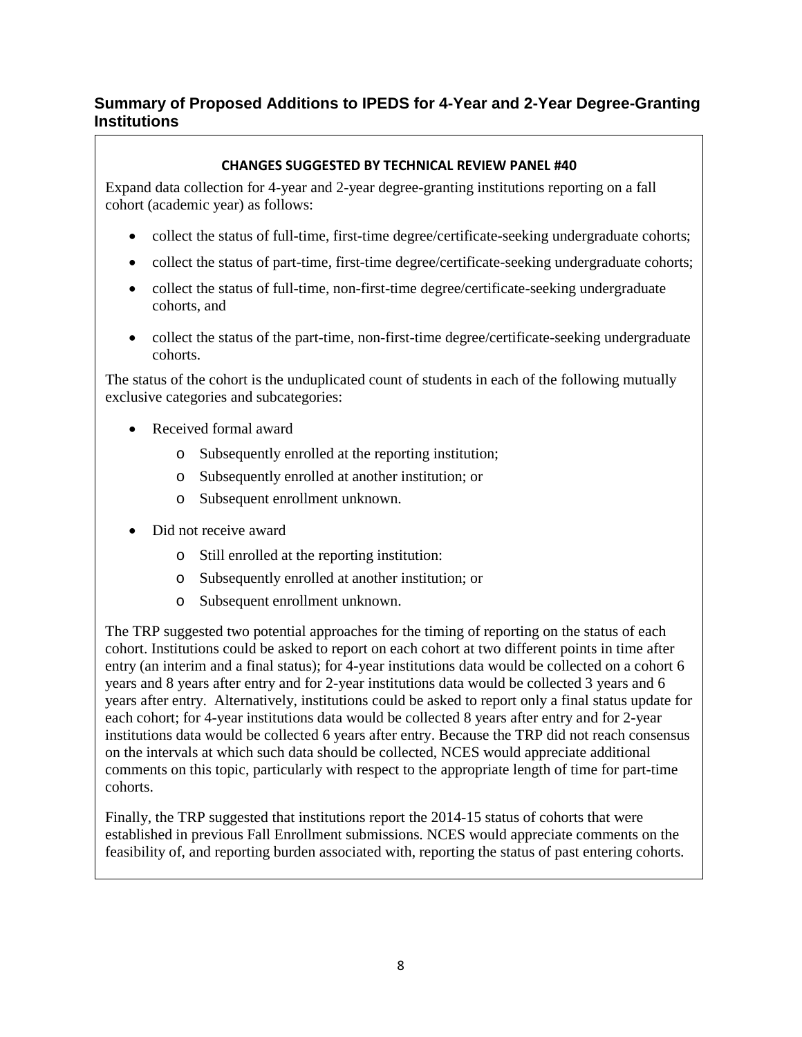## Summary of Proposed Additions to IPEDS for 4-Year and 2-Year Degree-Granting Institutions

**CHANGES SUGGESTED BY TECHNICAL REVIEW PANEL #40**

Expand data collection for 4-year and 2-year degree-granting institutions reporting on a fall cohort (academic year) as follows:

- collect the status of full-time, first-time degree/certificate-seeking undergraduate cohorts;
- collect the status of part-time, first-time degree/certificate-seeking undergraduate cohorts;
- collect the status of full-time, non-first-time degree/certificate-seeking undergraduate cohorts, and
- collect the status of the part-time, non-first-time degree/certificate-seeking undergraduate cohorts.

The status of the cohort is the unduplicated count of students in each of the following mutually exclusive categories and subcategories:

- Received formal award
  - Subsequently enrolled at the reporting institution;
  - Subsequently enrolled at another institution; or
  - Subsequent enrollment unknown.
- Did not receive award
  - Still enrolled at the reporting institution:
  - Subsequently enrolled at another institution; or
  - Subsequent enrollment unknown.

The TRP suggested two potential approaches for the timing of reporting on the status of each cohort. Institutions could be asked to report on each cohort at two different points in time after entry (an interim and a final status); for 4-year institutions data would be collected on a cohort 6 years and 8 years after entry and for 2-year institutions data would be collected 3 years and 6 years after entry. Alternatively, institutions could be asked to report only a final status update for each cohort; for 4-year institutions data would be collected 8 years after entry and for 2-year institutions data would be collected 6 years after entry. Because the TRP did not reach consensus on the intervals at which such data should be collected, NCES would appreciate additional comments on this topic, particularly with respect to the appropriate length of time for part-time cohorts.

Finally, the TRP suggested that institutions report the 2014-15 status of cohorts that were established in previous Fall Enrollment submissions. NCES would appreciate comments on the feasibility of, and reporting burden associated with, reporting the status of past entering cohorts.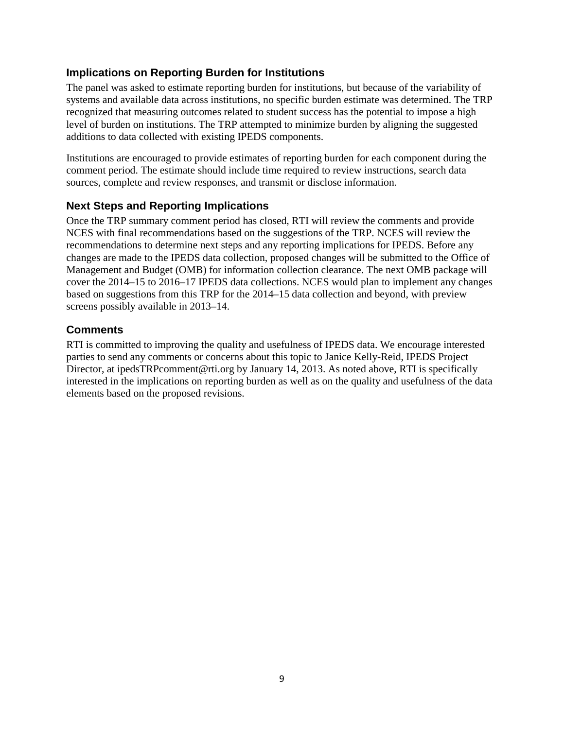## Implications on Reporting Burden for Institutions

The panel was asked to estimate reporting burden for institutions, but because of the variability of systems and available data across institutions, no specific burden estimate was determined. The TRP recognized that measuring outcomes related to student success has the potential to impose a high level of burden on institutions. The TRP attempted to minimize burden by aligning the suggested additions to data collected with existing IPEDS components.

Institutions are encouraged to provide estimates of reporting burden for each component during the comment period. The estimate should include time required to review instructions, search data sources, complete and review responses, and transmit or disclose information.

## Next Steps and Reporting Implications

Once the TRP summary comment period has closed, RTI will review the comments and provide NCES with final recommendations based on the suggestions of the TRP. NCES will review the recommendations to determine next steps and any reporting implications for IPEDS. Before any changes are made to the IPEDS data collection, proposed changes will be submitted to the Office of Management and Budget (OMB) for information collection clearance. The next OMB package will cover the 2014–15 to 2016–17 IPEDS data collections. NCES would plan to implement any changes based on suggestions from this TRP for the 2014–15 data collection and beyond, with preview screens possibly available in 2013–14.

## Comments

RTI is committed to improving the quality and usefulness of IPEDS data. We encourage interested parties to send any comments or concerns about this topic to Janice Kelly-Reid, IPEDS Project Director, at ipedsTRPcomment@rti.org by January 14, 2013. As noted above, RTI is specifically interested in the implications on reporting burden as well as on the quality and usefulness of the data elements based on the proposed revisions.